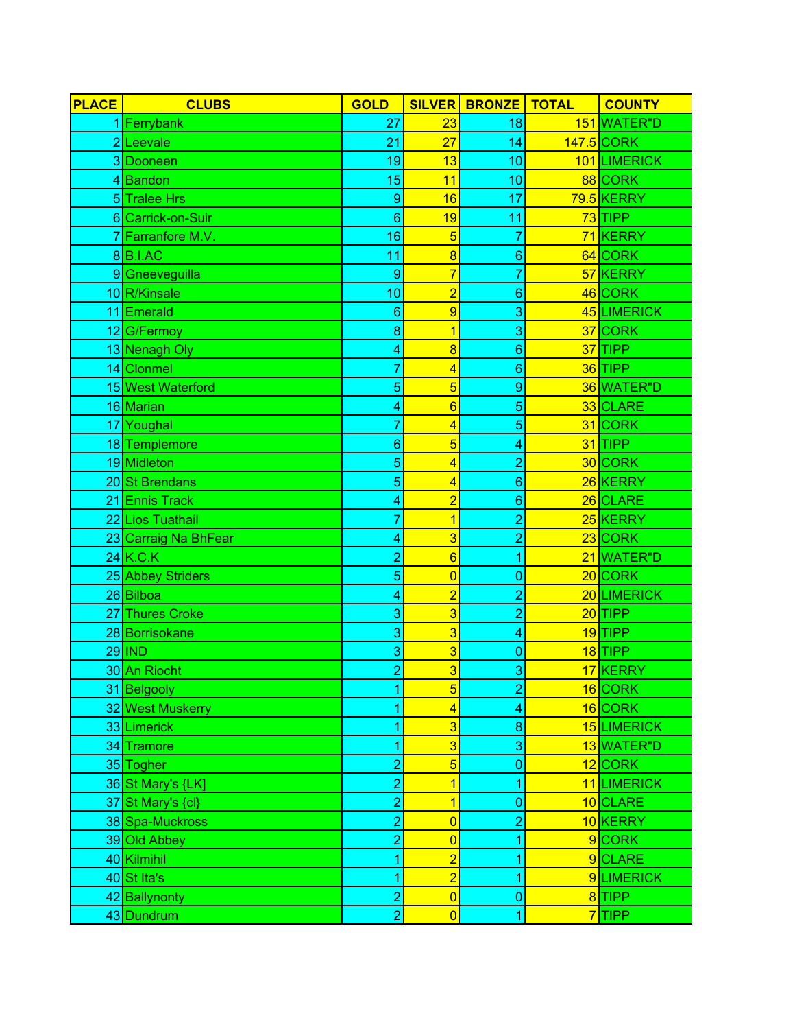| PLACE | CLUBS | GOLD | SILVER | BRONZE | TOTAL | COUNTY |
|---|---|---|---|---|---|---|
| 1 | Ferrybank | 27 | 23 | 18 | 151 | WATER"D |
| 2 | Leevale | 21 | 27 | 14 | 147.5 | CORK |
| 3 | Dooneen | 19 | 13 | 10 | 101 | LIMERICK |
| 4 | Bandon | 15 | 11 | 10 | 88 | CORK |
| 5 | Tralee Hrs | 9 | 16 | 17 | 79.5 | KERRY |
| 6 | Carrick-on-Suir | 6 | 19 | 11 | 73 | TIPP |
| 7 | Farranfore M.V. | 16 | 5 | 7 | 71 | KERRY |
| 8 | B.I.AC | 11 | 8 | 6 | 64 | CORK |
| 9 | Gneeveguilla | 9 | 7 | 7 | 57 | KERRY |
| 10 | R/Kinsale | 10 | 2 | 6 | 46 | CORK |
| 11 | Emerald | 6 | 9 | 3 | 45 | LIMERICK |
| 12 | G/Fermoy | 8 | 1 | 3 | 37 | CORK |
| 13 | Nenagh Oly | 4 | 8 | 6 | 37 | TIPP |
| 14 | Clonmel | 7 | 4 | 6 | 36 | TIPP |
| 15 | West Waterford | 5 | 5 | 9 | 36 | WATER"D |
| 16 | Marian | 4 | 6 | 5 | 33 | CLARE |
| 17 | Youghal | 7 | 4 | 5 | 31 | CORK |
| 18 | Templemore | 6 | 5 | 4 | 31 | TIPP |
| 19 | Midleton | 5 | 4 | 2 | 30 | CORK |
| 20 | St Brendans | 5 | 4 | 6 | 26 | KERRY |
| 21 | Ennis Track | 4 | 2 | 6 | 26 | CLARE |
| 22 | Lios Tuathail | 7 | 1 | 2 | 25 | KERRY |
| 23 | Carraig Na BhFear | 4 | 3 | 2 | 23 | CORK |
| 24 | K.C.K | 2 | 6 | 1 | 21 | WATER"D |
| 25 | Abbey Striders | 5 | 0 | 0 | 20 | CORK |
| 26 | Bilboa | 4 | 2 | 2 | 20 | LIMERICK |
| 27 | Thures Croke | 3 | 3 | 2 | 20 | TIPP |
| 28 | Borrisokane | 3 | 3 | 4 | 19 | TIPP |
| 29 | IND | 3 | 3 | 0 | 18 | TIPP |
| 30 | An Riocht | 2 | 3 | 3 | 17 | KERRY |
| 31 | Belgooly | 1 | 5 | 2 | 16 | CORK |
| 32 | West Muskerry | 1 | 4 | 4 | 16 | CORK |
| 33 | Limerick | 1 | 3 | 8 | 15 | LIMERICK |
| 34 | Tramore | 1 | 3 | 3 | 13 | WATER"D |
| 35 | Togher | 2 | 5 | 0 | 12 | CORK |
| 36 | St Mary's {LK] | 2 | 1 | 1 | 11 | LIMERICK |
| 37 | St Mary's {cl} | 2 | 1 | 0 | 10 | CLARE |
| 38 | Spa-Muckross | 2 | 0 | 2 | 10 | KERRY |
| 39 | Old Abbey | 2 | 0 | 1 | 9 | CORK |
| 40 | Kilmihil | 1 | 2 | 1 | 9 | CLARE |
| 40 | St Ita's | 1 | 2 | 1 | 9 | LIMERICK |
| 42 | Ballynonty | 2 | 0 | 0 | 8 | TIPP |
| 43 | Dundrum | 2 | 0 | 1 | 7 | TIPP |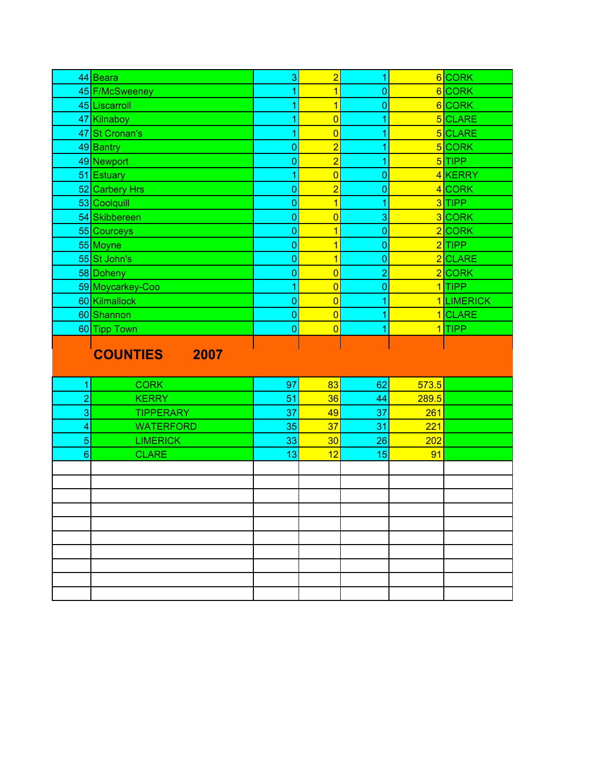| | | | | | | |
|---|---|---|---|---|---|---|
| 44 | Beara | 3 | 2 | 1 | 6 | CORK |
| 45 | F/McSweeney | 1 | 1 | 0 | 6 | CORK |
| 45 | Liscarroll | 1 | 1 | 0 | 6 | CORK |
| 47 | Kilnaboy | 1 | 0 | 1 | 5 | CLARE |
| 47 | St Cronan's | 1 | 0 | 1 | 5 | CLARE |
| 49 | Bantry | 0 | 2 | 1 | 5 | CORK |
| 49 | Newport | 0 | 2 | 1 | 5 | TIPP |
| 51 | Estuary | 1 | 0 | 0 | 4 | KERRY |
| 52 | Carbery Hrs | 0 | 2 | 0 | 4 | CORK |
| 53 | Coolquill | 0 | 1 | 1 | 3 | TIPP |
| 54 | Skibbereen | 0 | 0 | 3 | 3 | CORK |
| 55 | Courceys | 0 | 1 | 0 | 2 | CORK |
| 55 | Moyne | 0 | 1 | 0 | 2 | TIPP |
| 55 | St John's | 0 | 1 | 0 | 2 | CLARE |
| 58 | Doheny | 0 | 0 | 2 | 2 | CORK |
| 59 | Moycarkey-Coo | 1 | 0 | 0 | 1 | TIPP |
| 60 | Kilmallock | 0 | 0 | 1 | 1 | LIMERICK |
| 60 | Shannon | 0 | 0 | 1 | 1 | CLARE |
| 60 | Tipp Town | 0 | 0 | 1 | 1 | TIPP |

## COUNTIES 2007

| | | | | | | |
|---|---|---|---|---|---|---|
| 1 | CORK | 97 | 83 | 62 | 573.5 | |
| 2 | KERRY | 51 | 36 | 44 | 289.5 | |
| 3 | TIPPERARY | 37 | 49 | 37 | 261 | |
| 4 | WATERFORD | 35 | 37 | 31 | 221 | |
| 5 | LIMERICK | 33 | 30 | 26 | 202 | |
| 6 | CLARE | 13 | 12 | 15 | 91 | |